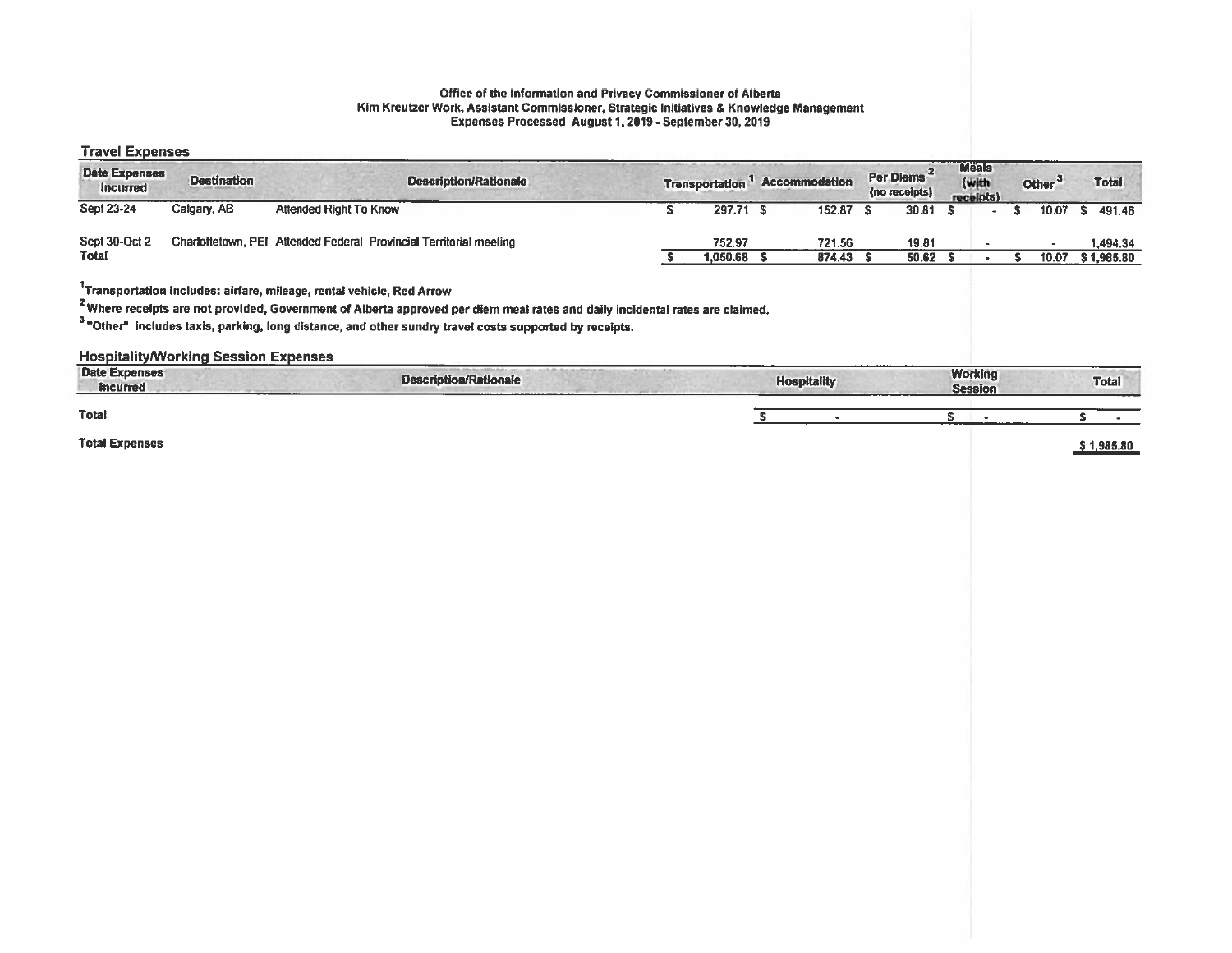**Office of the Information and Privacy Commissioner of Alberta**
**Kim Kreutzer Work, Assistant Commissioner, Strategic Initiatives & Knowledge Management**
**Expenses Processed August 1, 2019 - September 30, 2019**

## Travel Expenses

| Date Expenses Incurred | Destination | Description/Rationale | Transportation [1] | Accommodation | Per Diems [2] (no receipts) | Meals (with receipts) | Other [3] | Total |
|---|---|---|---|---|---|---|---|---|
| Sept 23-24 | Calgary, AB | Attended Right To Know | $ 297.71 | $ 152.87 | $ 30.81 | $ - | $ 10.07 | $ 491.46 |
| Sept 30-Oct 2 | Charlottetown, PEI | Attended Federal Provincial Territorial meeting | 752.97 | 721.56 | 19.81 | - | - | 1,494.34 |
| Total | | | $ 1,050.68 | $ 874.43 | $ 50.62 | $ - | $ 10.07 | $ 1,985.80 |

[1] Transportation includes: airfare, mileage, rental vehicle, Red Arrow

[2] Where receipts are not provided, Government of Alberta approved per diem meal rates and daily incidental rates are claimed.

[3] "Other" includes taxis, parking, long distance, and other sundry travel costs supported by receipts.

## Hospitality/Working Session Expenses

| Date Expenses Incurred | Description/Rationale | Hospitality | Working Session | Total |
|---|---|---|---|---|
| Total | | $ - | $ - | $ - |

**Total Expenses** $ 1,985.80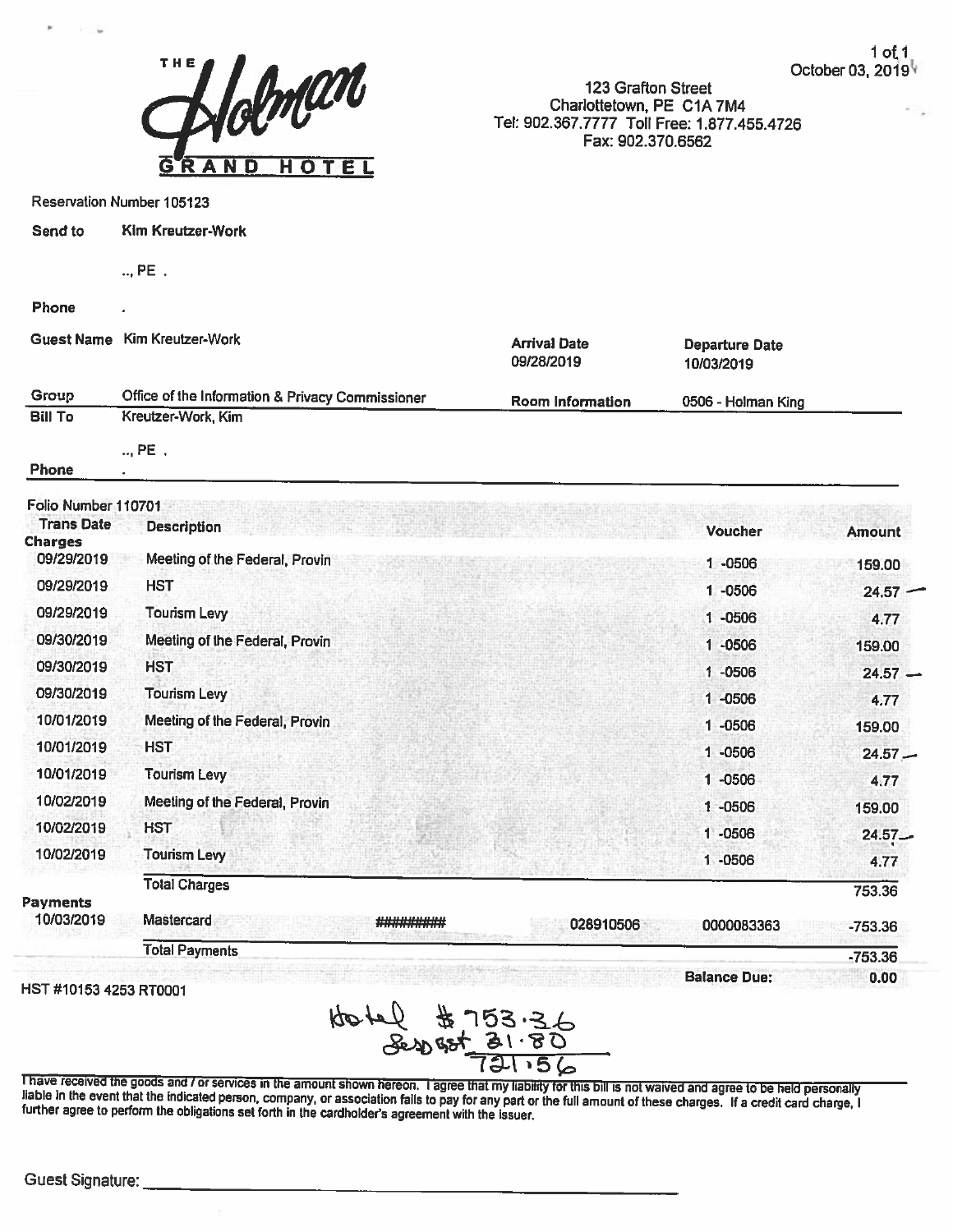THE Holman GRAND HOTEL

October 03, 2019

123 Grafton Street
Charlottetown, PE C1A 7M4
Tel: 902.367.7777 Toll Free: 1.877.455.4726
Fax: 902.370.6562

Reservation Number 105123

**Send to** Kim Kreutzer-Work

.., PE .

**Phone** .

**Guest Name** Kim Kreutzer-Work

**Arrival Date** 09/28/2019

**Departure Date** 10/03/2019

**Group** Office of the Information & Privacy Commissioner

**Room Information** 0506 - Holman King

**Bill To** Kreutzer-Work, Kim

.., PE .

**Phone** .

Folio Number 110701

| Trans Date | Description | | | Voucher | Amount |
|---|---|---|---|---|---|
| **Charges** | | | | | |
| 09/29/2019 | Meeting of the Federal, Provin | | | 1 -0506 | 159.00 |
| 09/29/2019 | HST | | | 1 -0506 | 24.57 |
| 09/29/2019 | Tourism Levy | | | 1 -0506 | 4.77 |
| 09/30/2019 | Meeting of the Federal, Provin | | | 1 -0506 | 159.00 |
| 09/30/2019 | HST | | | 1 -0506 | 24.57 |
| 09/30/2019 | Tourism Levy | | | 1 -0506 | 4.77 |
| 10/01/2019 | Meeting of the Federal, Provin | | | 1 -0506 | 159.00 |
| 10/01/2019 | HST | | | 1 -0506 | 24.57 |
| 10/01/2019 | Tourism Levy | | | 1 -0506 | 4.77 |
| 10/02/2019 | Meeting of the Federal, Provin | | | 1 -0506 | 159.00 |
| 10/02/2019 | HST | | | 1 -0506 | 24.57 |
| 10/02/2019 | Tourism Levy | | | 1 -0506 | 4.77 |
| | Total Charges | | | | 753.36 |
| **Payments** | | | | | |
| 10/03/2019 | Mastercard | ######### | 028910506 | 0000083363 | -753.36 |
| | Total Payments | | | | -753.36 |
| | | | | **Balance Due:** | 0.00 |

HST #10153 4253 RT0001

Hotel $753.36
Less GST 31.80
721.56

I have received the goods and / or services in the amount shown hereon. I agree that my liability for this bill is not waived and agree to be held personally liable in the event that the indicated person, company, or association fails to pay for any part or the full amount of these charges. If a credit card charge, I further agree to perform the obligations set forth in the cardholder's agreement with the issuer.

Guest Signature: ______________________________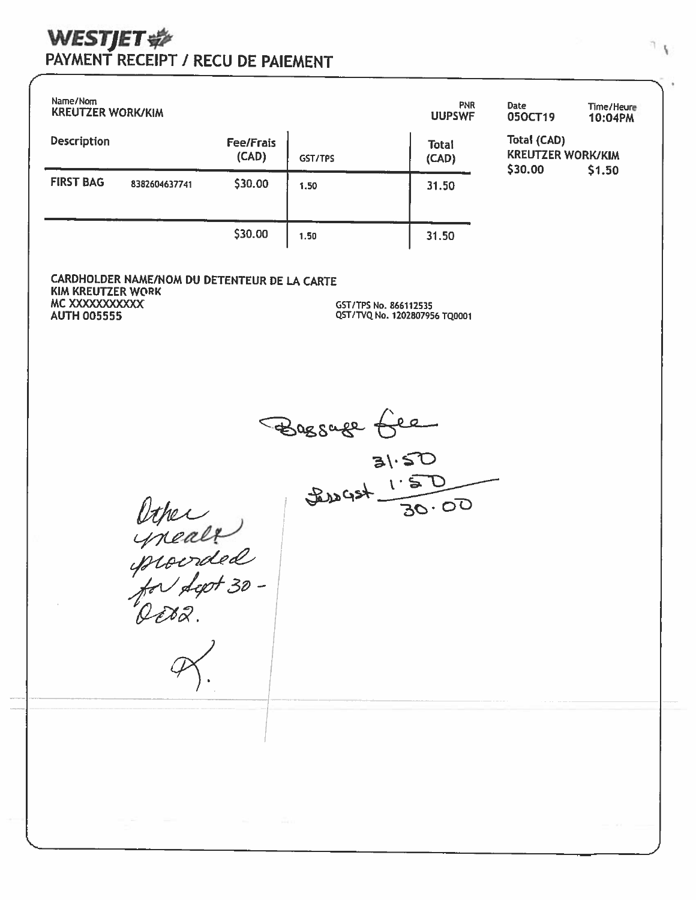# WESTJET

## PAYMENT RECEIPT / RECU DE PAIEMENT

| Name/Nom | | PNR | Date | Time/Heure |
|---|---|---|---|---|
| KREUTZER WORK/KIM | | UUPSWF | 05OCT19 | 10:04PM |

| Description | | Fee/Frais (CAD) | GST/TPS | Total (CAD) |
|---|---|---|---|---|
| FIRST BAG | 8382604637741 | $30.00 | 1.50 | 31.50 |
| | | $30.00 | 1.50 | 31.50 |

Total (CAD)
KREUTZER WORK/KIM
$30.00 $1.50

CARDHOLDER NAME/NOM DU DETENTEUR DE LA CARTE
KIM KREUTZER WORK
MC XXXXXXXXXXX
AUTH 005555

GST/TPS No. 866112535
QST/TVQ No. 1202807956 TQ0001

Baggage fee
31.50
Less GST 1.50
30.00

Other meals provided for Sept 30 - Oct 2.

K.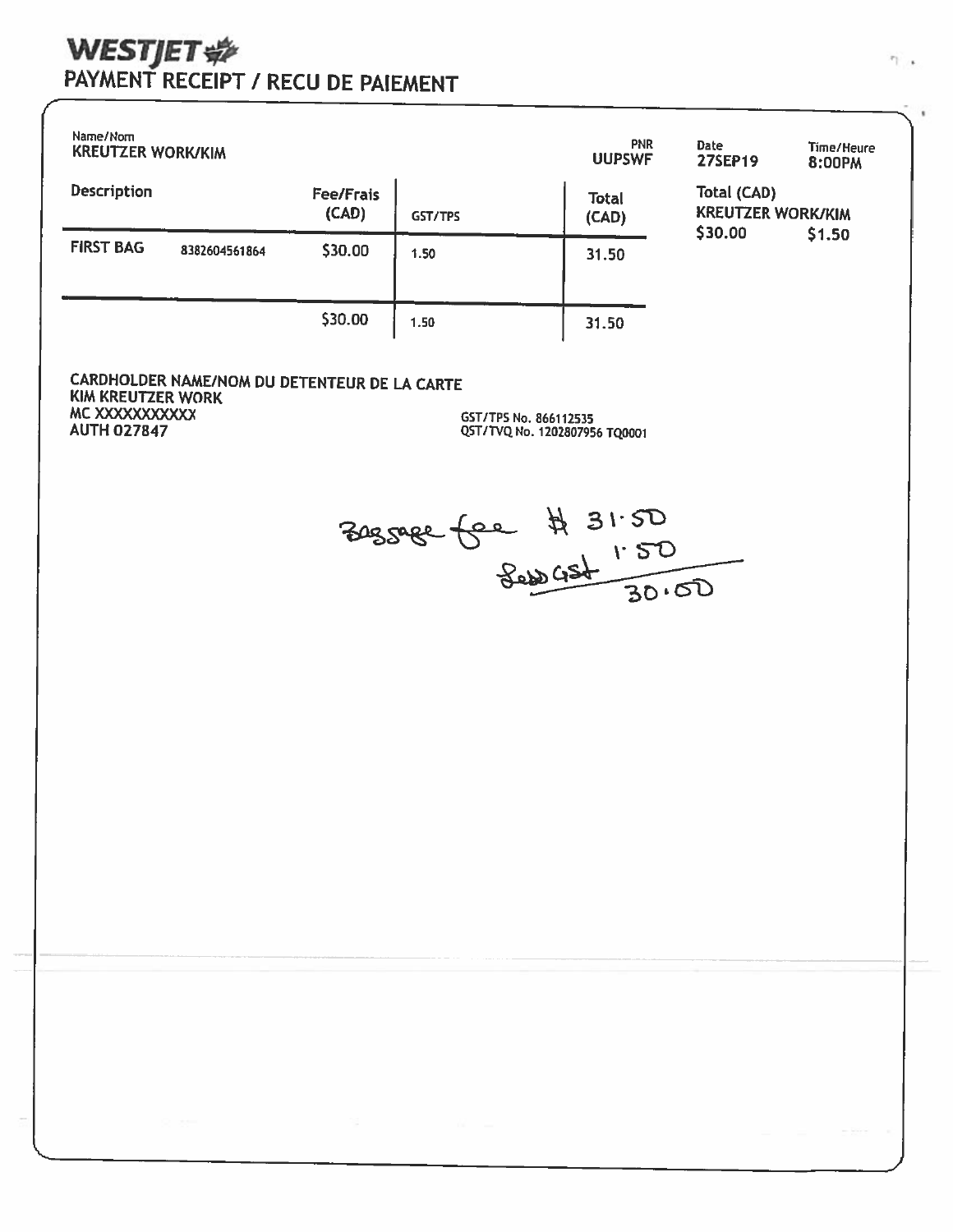# WESTJET

## PAYMENT RECEIPT / RECU DE PAIEMENT

| Name/Nom | | | | PNR | Date | Time/Heure |
|---|---|---|---|---|---|---|
| KREUTZER WORK/KIM | | | | UUPSWF | 27SEP19 | 8:00PM |

| Description | | Fee/Frais (CAD) | GST/TPS | Total (CAD) |
|---|---|---|---|---|
| FIRST BAG | 8382604561864 | $30.00 | 1.50 | 31.50 |
| | | $30.00 | 1.50 | 31.50 |

Total (CAD)
KREUTZER WORK/KIM
$30.00 $1.50

CARDHOLDER NAME/NOM DU DETENTEUR DE LA CARTE
KIM KREUTZER WORK
MC XXXXXXXXXXX
AUTH 027847

GST/TPS No. 866112535
QST/TVQ No. 1202807956 TQ0001

Baggage fee $ 31.50
Less GST 1.50
30.00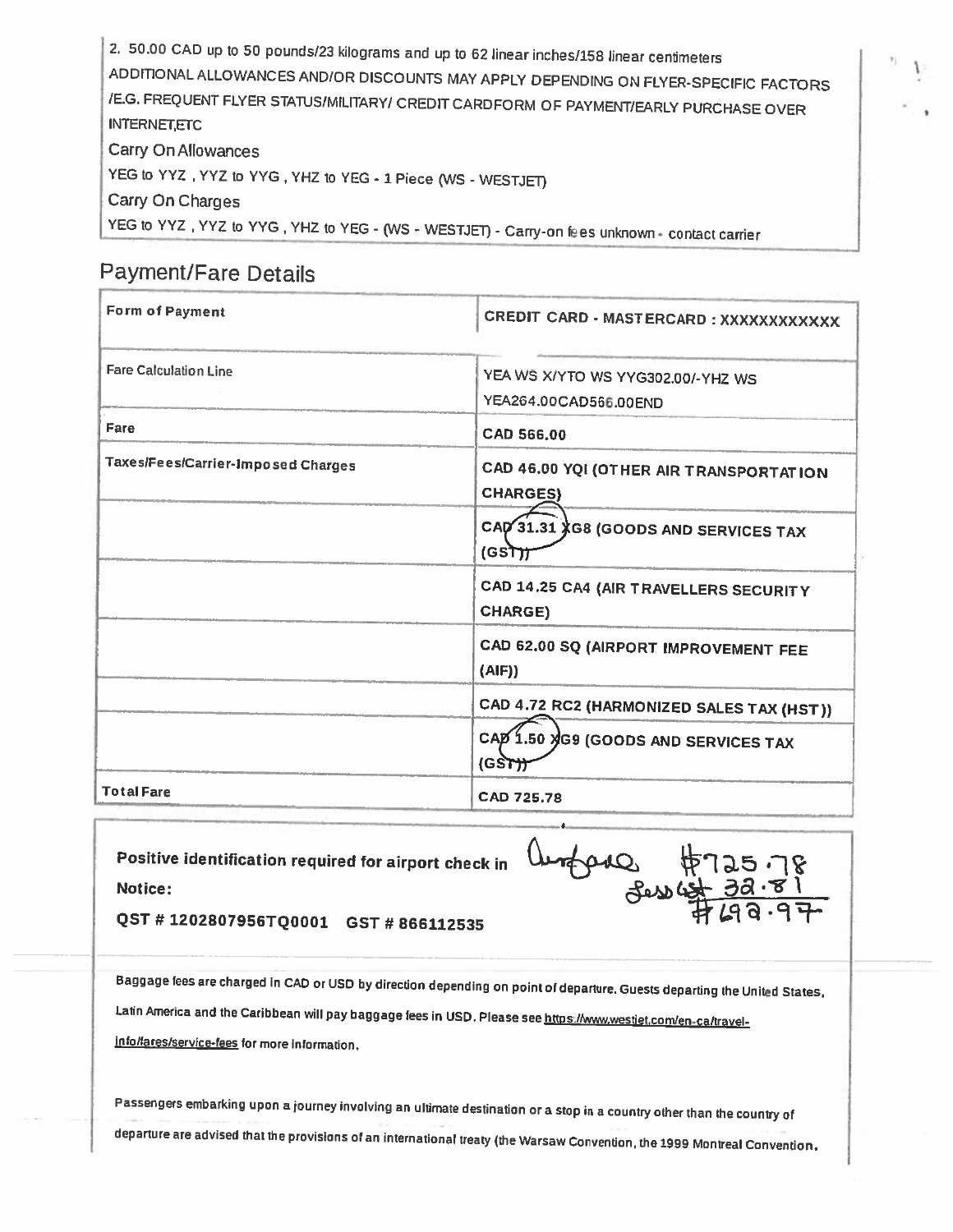2. 50.00 CAD up to 50 pounds/23 kilograms and up to 62 linear inches/158 linear centimeters

ADDITIONAL ALLOWANCES AND/OR DISCOUNTS MAY APPLY DEPENDING ON FLYER-SPECIFIC FACTORS /E.G. FREQUENT FLYER STATUS/MILITARY/ CREDIT CARDFORM OF PAYMENT/EARLY PURCHASE OVER INTERNET,ETC

Carry On Allowances

YEG to YYZ , YYZ to YYG , YHZ to YEG - 1 Piece (WS - WESTJET)

Carry On Charges

YEG to YYZ , YYZ to YYG , YHZ to YEG - (WS - WESTJET) - Carry-on fees unknown - contact carrier

## Payment/Fare Details

| | |
|---|---|
| **Form of Payment** | **CREDIT CARD - MASTERCARD : XXXXXXXXXXXX** |
| Fare Calculation Line | YEA WS X/YTO WS YYG302.00/-YHZ WS YEA264.00CAD566.00END |
| **Fare** | **CAD 566.00** |
| **Taxes/Fees/Carrier-Imposed Charges** | **CAD 46.00 YQI (OTHER AIR TRANSPORTATION CHARGES)** |
| | **CAD 31.31 XG8 (GOODS AND SERVICES TAX (GST))** |
| | **CAD 14.25 CA4 (AIR TRAVELLERS SECURITY CHARGE)** |
| | **CAD 62.00 SQ (AIRPORT IMPROVEMENT FEE (AIF))** |
| | **CAD 4.72 RC2 (HARMONIZED SALES TAX (HST))** |
| | **CAD 1.50 XG9 (GOODS AND SERVICES TAX (GST))** |
| **Total Fare** | **CAD 725.78** |

**Positive identification required for airport check in**

**Notice:**

**QST # 1202807956TQ0001 GST # 866112535**

Airfare $725.78
Less GST 32.81
$692.97

Baggage fees are charged in CAD or USD by direction depending on point of departure. Guests departing the United States, Latin America and the Caribbean will pay baggage fees in USD. Please see https://www.westjet.com/en-ca/travel-info/fares/service-fees for more information.

Passengers embarking upon a journey involving an ultimate destination or a stop in a country other than the country of departure are advised that the provisions of an international treaty (the Warsaw Convention, the 1999 Montreal Convention,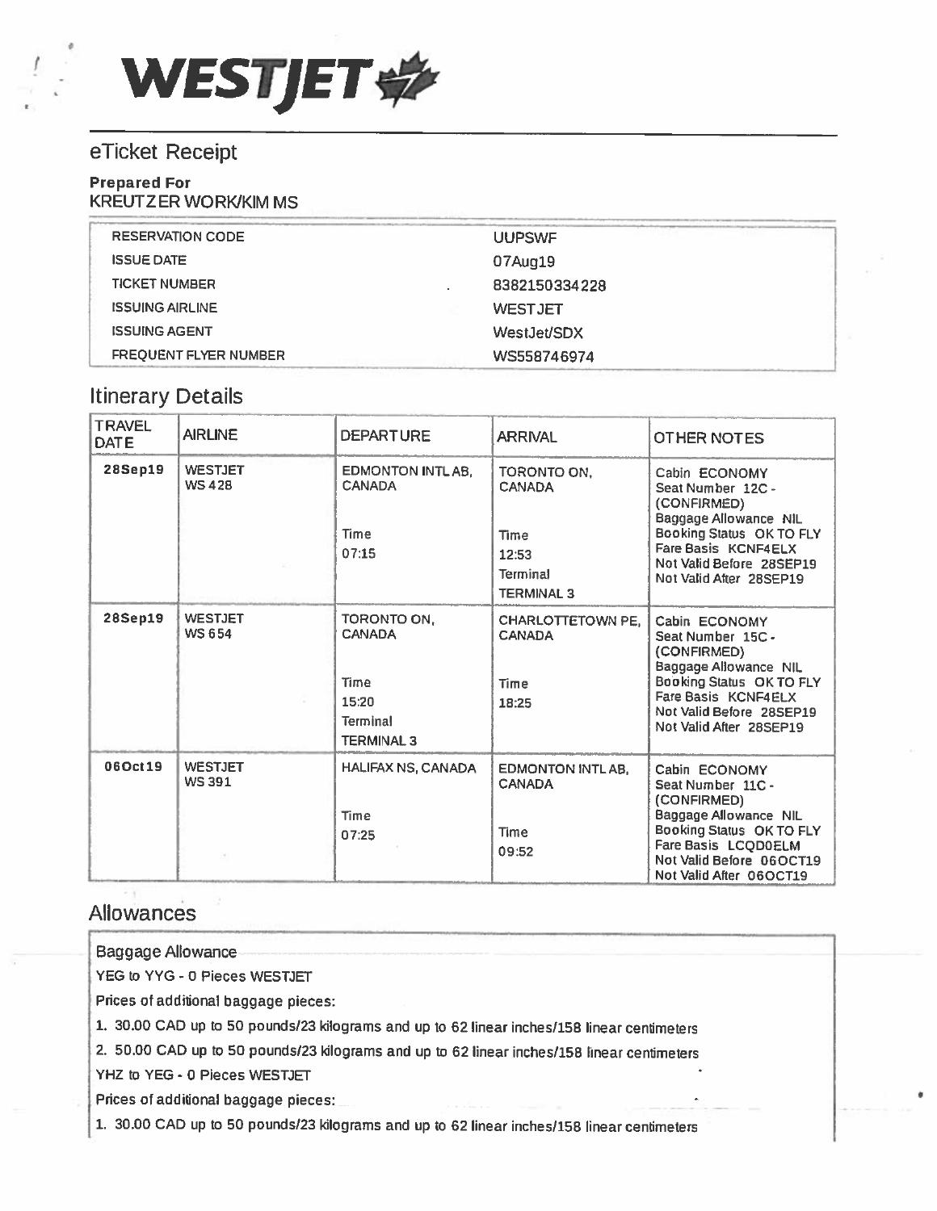WESTJET

## eTicket Receipt

**Prepared For**
KREUTZER WORK/KIM MS

| | |
|---|---|
| RESERVATION CODE | UUPSWF |
| ISSUE DATE | 07Aug19 |
| TICKET NUMBER | 8382150334228 |
| ISSUING AIRLINE | WESTJET |
| ISSUING AGENT | WestJet/SDX |
| FREQUENT FLYER NUMBER | WS558746974 |

## Itinerary Details

| TRAVEL DATE | AIRLINE | DEPARTURE | ARRIVAL | OTHER NOTES |
|---|---|---|---|---|
| **28Sep19** | WESTJET WS 428 | EDMONTON INTL AB, CANADA<br>Time<br>07:15 | TORONTO ON, CANADA<br>Time<br>12:53<br>Terminal<br>TERMINAL 3 | Cabin ECONOMY<br>Seat Number 12C - (CONFIRMED)<br>Baggage Allowance NIL<br>Booking Status OK TO FLY<br>Fare Basis KCNF4ELX<br>Not Valid Before 28SEP19<br>Not Valid After 28SEP19 |
| **28Sep19** | WESTJET WS 654 | TORONTO ON, CANADA<br>Time<br>15:20<br>Terminal<br>TERMINAL 3 | CHARLOTTETOWN PE, CANADA<br>Time<br>18:25 | Cabin ECONOMY<br>Seat Number 15C - (CONFIRMED)<br>Baggage Allowance NIL<br>Booking Status OK TO FLY<br>Fare Basis KCNF4ELX<br>Not Valid Before 28SEP19<br>Not Valid After 28SEP19 |
| **06Oct19** | WESTJET WS 391 | HALIFAX NS, CANADA<br>Time<br>07:25 | EDMONTON INTL AB, CANADA<br>Time<br>09:52 | Cabin ECONOMY<br>Seat Number 11C - (CONFIRMED)<br>Baggage Allowance NIL<br>Booking Status OK TO FLY<br>Fare Basis LCQD0ELM<br>Not Valid Before 06OCT19<br>Not Valid After 06OCT19 |

## Allowances

Baggage Allowance

YEG to YYG - 0 Pieces WESTJET

Prices of additional baggage pieces:

1. 30.00 CAD up to 50 pounds/23 kilograms and up to 62 linear inches/158 linear centimeters
2. 50.00 CAD up to 50 pounds/23 kilograms and up to 62 linear inches/158 linear centimeters

YHZ to YEG - 0 Pieces WESTJET

Prices of additional baggage pieces:

1. 30.00 CAD up to 50 pounds/23 kilograms and up to 62 linear inches/158 linear centimeters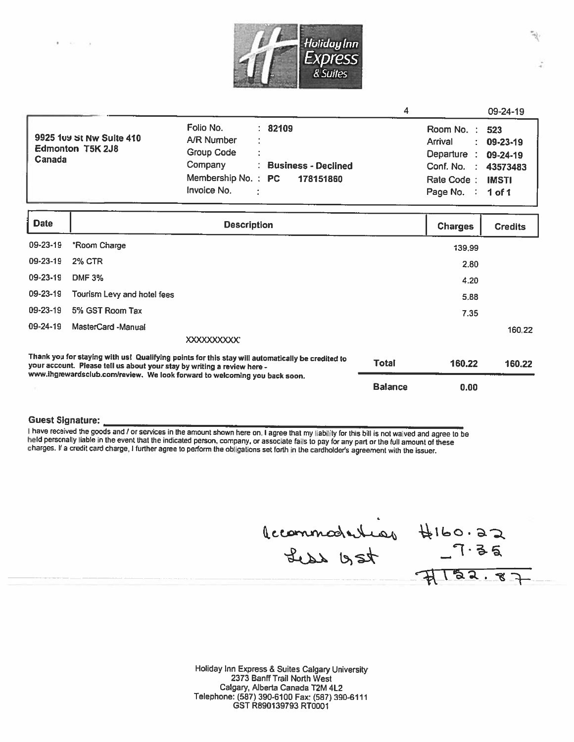Holiday Inn Express & Suites

| | | | 4 | | 09-24-19 |
|---|---|---|---|---|---|
| 9925 109 St Nw Suite 410 Edmonton T5K 2J8 Canada | Folio No. : **82109** | | | Room No. : **523** | |
| | A/R Number : | | | Arrival : **09-23-19** | |
| | Group Code : | | | Departure : **09-24-19** | |
| | Company : **Business - Declined** | | | Conf. No. : **43573483** | |
| | Membership No. : **PC 178151860** | | | Rate Code : **IMSTI** | |
| | Invoice No. : | | | Page No. : **1 of 1** | |

| Date | Description | Charges | Credits |
|---|---|---|---|
| 09-23-19 | *Room Charge | 139.99 | |
| 09-23-19 | 2% CTR | 2.80 | |
| 09-23-19 | DMF 3% | 4.20 | |
| 09-23-19 | Tourism Levy and hotel fees | 5.88 | |
| 09-23-19 | 5% GST Room Tax | 7.35 | |
| 09-24-19 | MasterCard -Manual XXXXXXXXXX' | | 160.22 |
| | **Total** | **160.22** | **160.22** |
| | **Balance** | **0.00** | |

**Thank you for staying with us! Qualifying points for this stay will automatically be credited to your account. Please tell us about your stay by writing a review here - www.ihgrewardsclub.com/review. We look forward to welcoming you back soon.**

**Guest Signature:** ______________________

I have received the goods and / or services in the amount shown here on. I agree that my liability for this bill is not waived and agree to be held personally liable in the event that the indicated person, company, or associate fails to pay for any part or the full amount of these charges. If a credit card charge, I further agree to perform the obligations set forth in the cardholder's agreement with the issuer.

Accommodation $160.22
Less GST -7.35
$152.87

Holiday Inn Express & Suites Calgary University
2373 Banff Trail North West
Calgary, Alberta Canada T2M 4L2
Telephone: (587) 390-6100 Fax: (587) 390-6111
GST R890139793 RT0001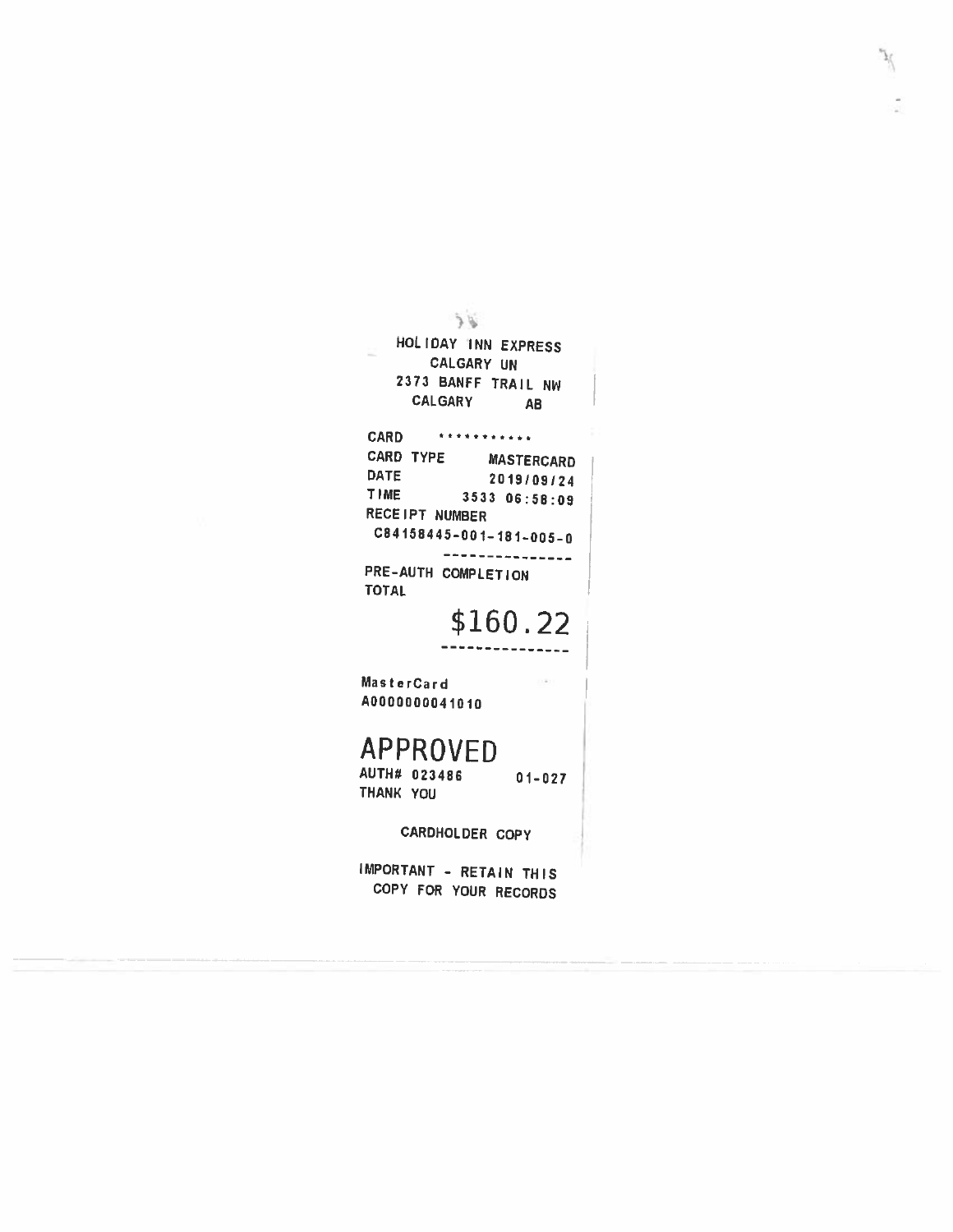HOLIDAY INN EXPRESS
CALGARY UN
2373 BANFF TRAIL NW
CALGARY AB

| | |
|---|---|
| CARD | *********** |
| CARD TYPE | MASTERCARD |
| DATE | 2019/09/24 |
| TIME | 3533 06:58:09 |

RECEIPT NUMBER
C84158445-001-181-005-0

---------------

PRE-AUTH COMPLETION
TOTAL

**$160.22**

---------------

MasterCard
A0000000041010

**APPROVED**

AUTH# 023486    01-027
THANK YOU

CARDHOLDER COPY

IMPORTANT - RETAIN THIS
COPY FOR YOUR RECORDS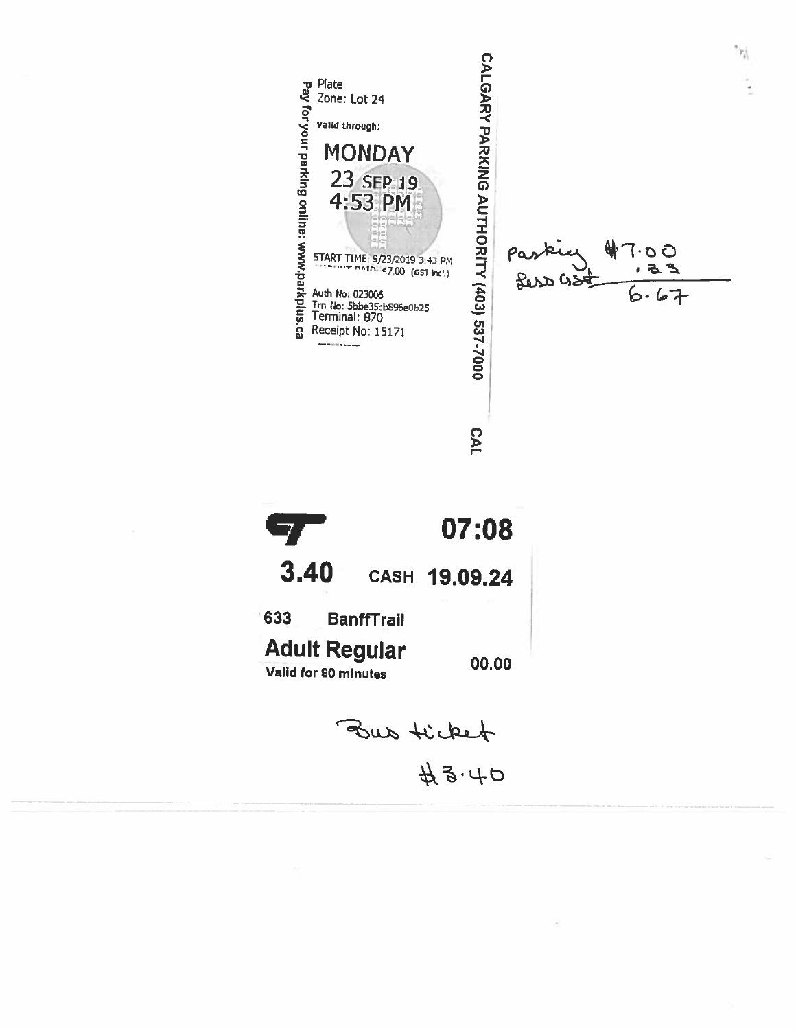**CALGARY PARKING AUTHORITY (403) 537-7000**

Plate
Zone: Lot 24

Valid through:

**MONDAY**
**23 SEP 19**
**4:53 PM**

START TIME: 9/23/2019 3:43 PM
AMOUNT PAID: $7.00 (GST Incl.)

Auth No: 023006
Trn No: 5bbe35cb896e0b25
Terminal: 870
Receipt No: 15171

Pay for your parking online: www.parkplus.ca

CAL

Parking $7.00
Less GST .33
6.67

---

**07:08**

**3.40** CASH **19.09.24**

633 **BanffTrail**

**Adult Regular**
Valid for 90 minutes

00.00

Bus ticket
$3.40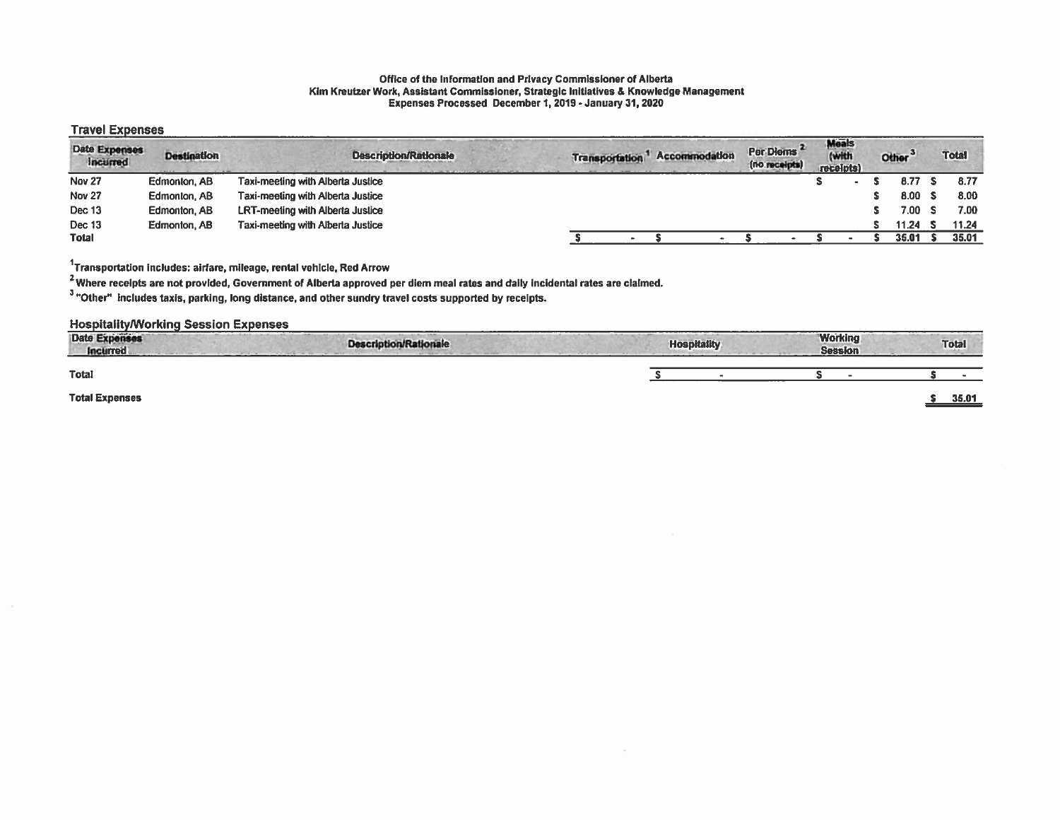**Office of the Information and Privacy Commissioner of Alberta**
**Kim Kreutzer Work, Assistant Commissioner, Strategic Initiatives & Knowledge Management**
**Expenses Processed December 1, 2019 - January 31, 2020**

## Travel Expenses

| Date Expenses Incurred | Destination | Description/Rationale | Transportation[1] | Accommodation | Per Diems[2] (no receipts) | Meals (with receipts) | Other[3] | Total |
|---|---|---|---|---|---|---|---|---|
| Nov 27 | Edmonton, AB | Taxi-meeting with Alberta Justice | | | | $ - | $ 8.77 | $ 8.77 |
| Nov 27 | Edmonton, AB | Taxi-meeting with Alberta Justice | | | | | $ 8.00 | $ 8.00 |
| Dec 13 | Edmonton, AB | LRT-meeting with Alberta Justice | | | | | $ 7.00 | $ 7.00 |
| Dec 13 | Edmonton, AB | Taxi-meeting with Alberta Justice | | | | | $ 11.24 | $ 11.24 |
| Total | | | $ - | $ - | $ - | $ - | $ 35.01 | $ 35.01 |

[1]Transportation includes: airfare, mileage, rental vehicle, Red Arrow

[2]Where receipts are not provided, Government of Alberta approved per diem meal rates and daily incidental rates are claimed.

[3]"Other" includes taxis, parking, long distance, and other sundry travel costs supported by receipts.

## Hospitality/Working Session Expenses

| Date Expenses Incurred | Description/Rationale | Hospitality | Working Session | Total |
|---|---|---|---|---|
| Total | | $ - | $ - | $ - |

**Total Expenses** $ 35.01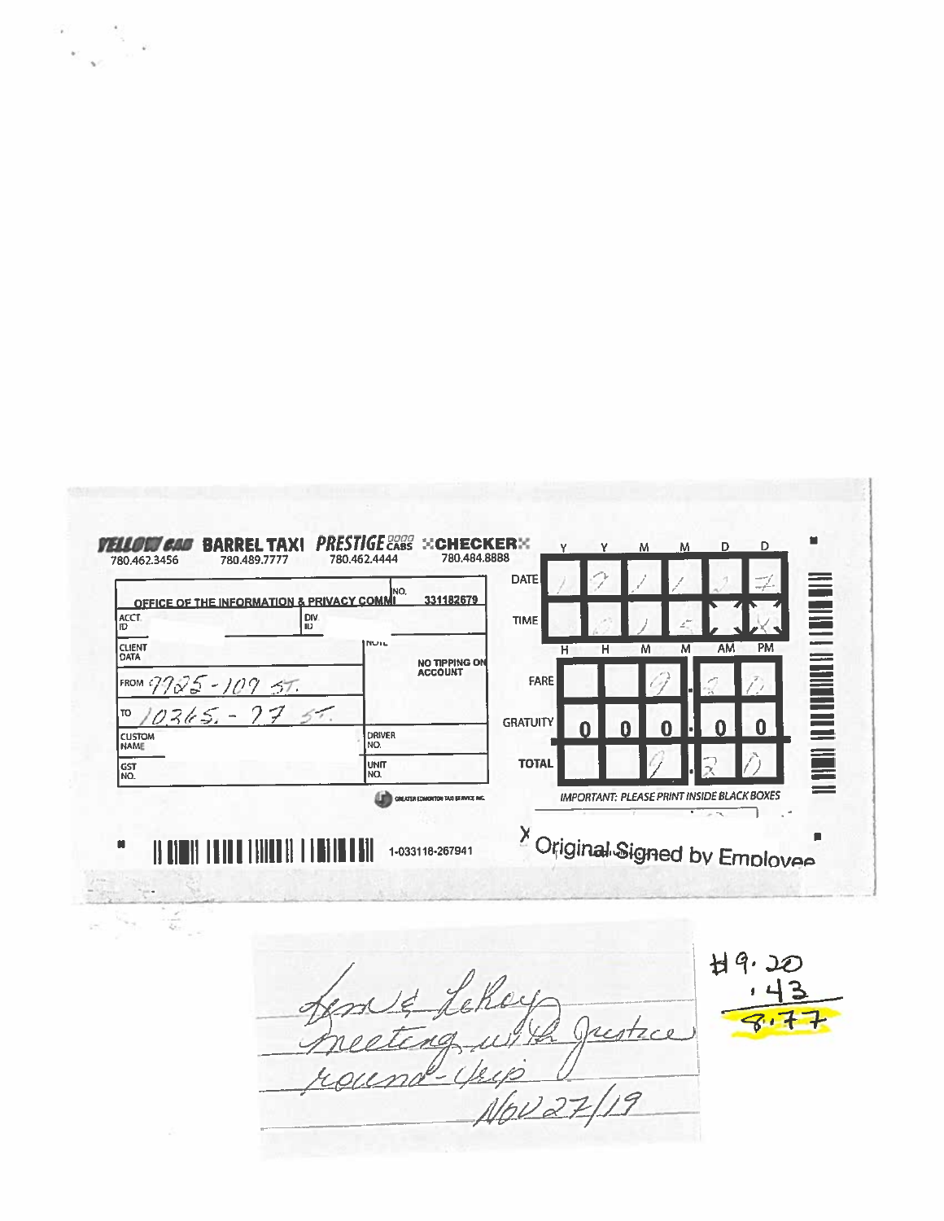**YELLOW CAB** 780.462.3456 **BARREL TAXI** 780.489.7777 **PRESTIGE CABS** 780.462.4444 **CHECKER** 780.484.8888

OFFICE OF THE INFORMATION & PRIVACY COMMI — NO. 331182679

ACCT. ID | DIV. ID

CLIENT DATA | NOTE: NO TIPPING ON ACCOUNT

FROM 7725 - 107 ST.

TO 10365 - 77 ST.

CUSTOM NAME | DRIVER NO.

GST NO. | UNIT NO.

GREATER EDMONTON TAXI SERVICE INC.

1-033118-267941

| | Y | Y | M | M | D | D |
|---|---|---|---|---|---|---|
| DATE | 1 | 9 | 1 | 1 | 2 | 7 |

| | H | H | M | M | AM | PM |
|---|---|---|---|---|---|---|
| TIME | | | | | | |

| | | | | . | | |
|---|---|---|---|---|---|---|
| FARE | | | 9 | . | 2 | 0 |
| GRATUITY | 0 | 0 | 0 | . | 0 | 0 |
| TOTAL | | | 9 | . | 2 | 0 |

IMPORTANT: PLEASE PRINT INSIDE BLACK BOXES

X Original Signed by Employee

Leon & LeRoy
meeting with Justice
round-trip
Nov 27/19

$9.20
.43
8.77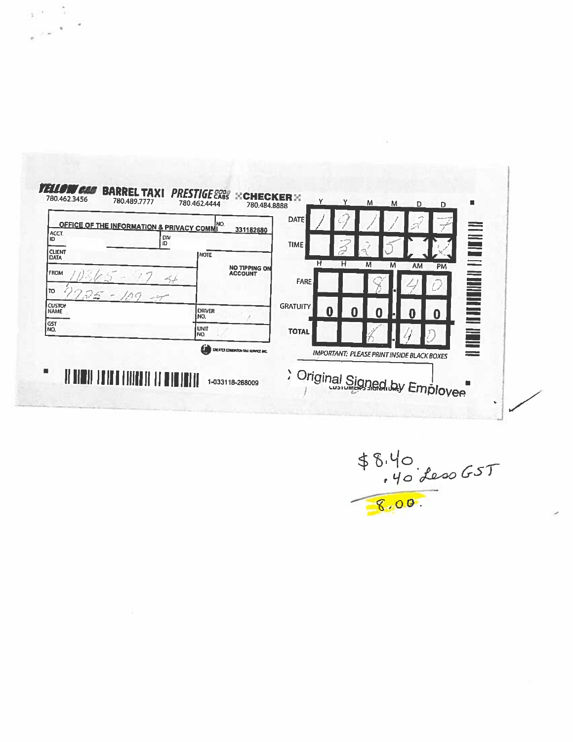**YELLOW CAB** 780.462.3456 | **BARREL TAXI** 780.489.7777 | **PRESTIGE CABS** 780.462.4444 | **CHECKER** 780.484.8888

| | |
|---|---|
| OFFICE OF THE INFORMATION & PRIVACY COMMI | NO. 331182680 |
| ACCT. ID | DIV ID |
| CLIENT DATA | NOTE |
| FROM 10365 - 97 St | NO TIPPING ON ACCOUNT |
| TO 9925 - 109 St | |
| CUSTOM NAME | DRIVER NO. |
| GST NO. | UNIT NO. |

GREATER EDMONTON TAXI SERVICE INC.

1-033118-268009

| | Y | Y | M | M | D | D |
|---|---|---|---|---|---|---|
| DATE | 1 | 9 | 1 | 1 | 2 | 7 |

| | H | H | M | M | AM | PM |
|---|---|---|---|---|---|---|
| TIME | | 3 | 2 | 5 | | X |

| | | | | | |
|---|---|---|---|---|---|
| FARE | | | 8 | . 4 | 0 |
| GRATUITY | 0 | 0 | 0 | . 0 | 0 |
| TOTAL | | | 8 | . 4 | 0 |

*IMPORTANT: PLEASE PRINT INSIDE BLACK BOXES*

Original Signed by Employee

CUSTOMER'S SIGNATURE

$8.40
.40 Less GST
8.00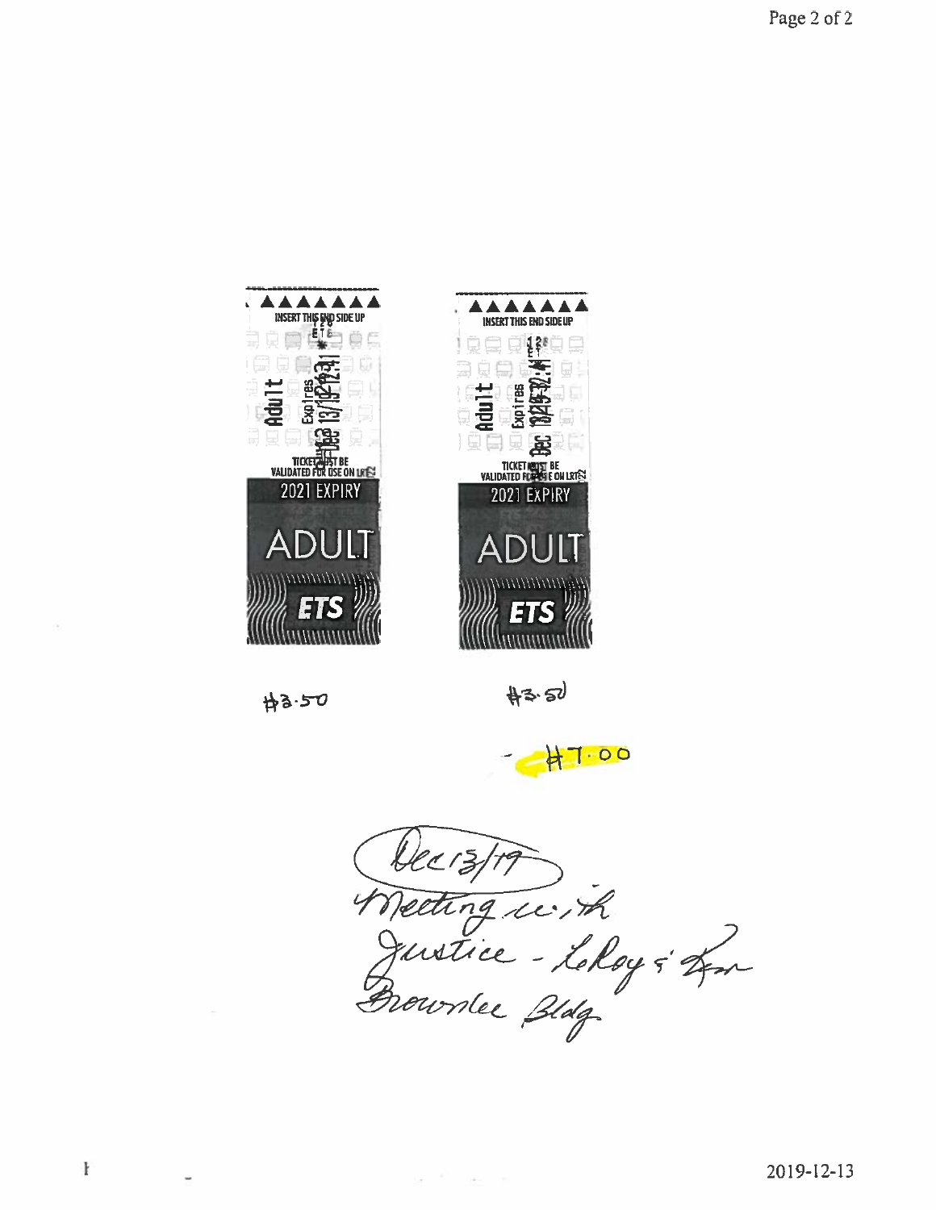INSERT THIS END SIDE UP

Adult

Expires Dec 13/19 12:41

TICKET MUST BE VALIDATED FOR USE ON LRT

2021 EXPIRY

ADULT

ETS

INSERT THIS END SIDE UP

Adult

Expires Dec 13/19 12:41

TICKET MUST BE VALIDATED FOR USE ON LRT

2021 EXPIRY

ADULT

ETS

$3.50

$3.50

$7.00

Dec 13/19

Meeting with Justice - LeRoy & Lynn

Brownlee Bldg

2019-12-13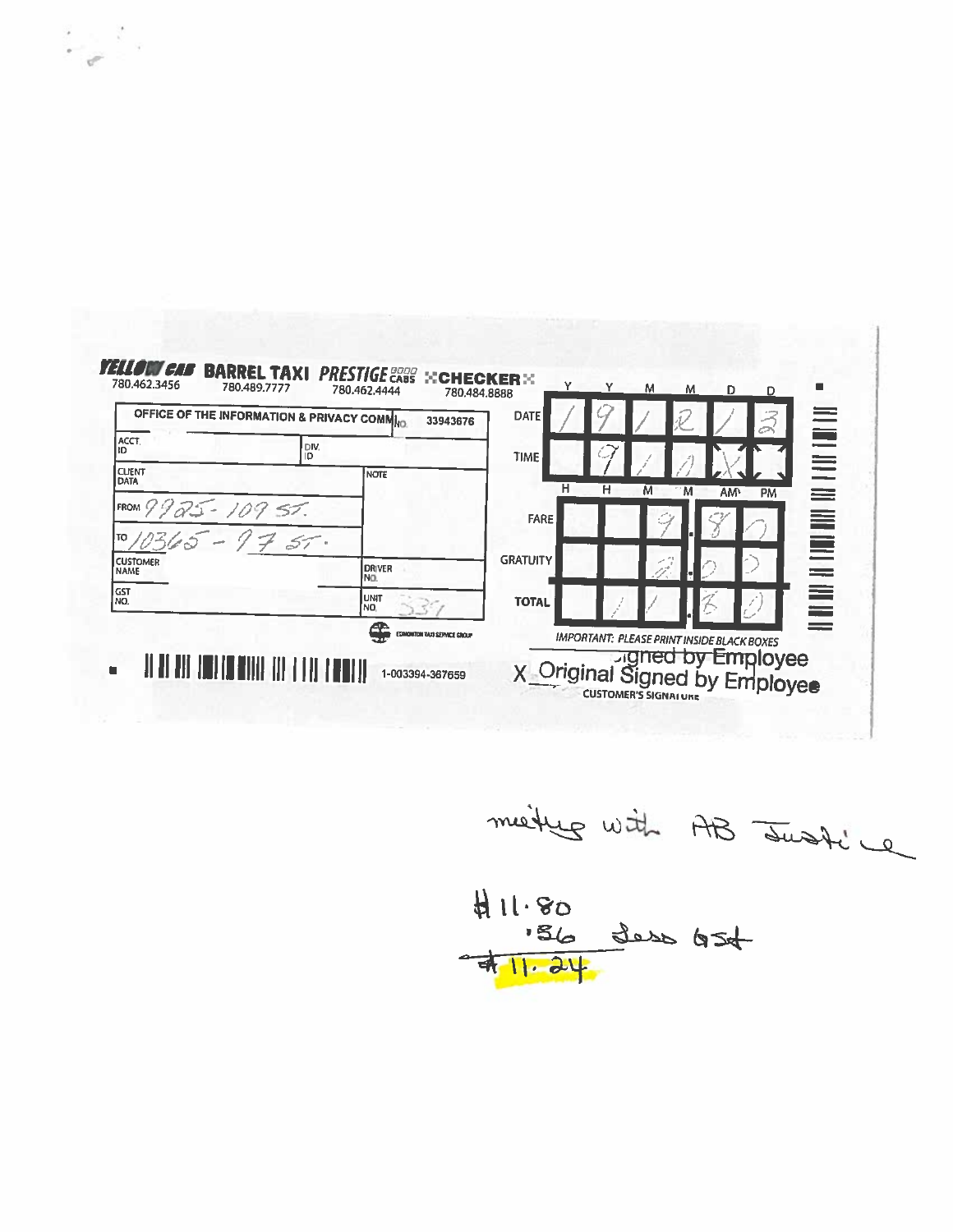YELLOW CAB 780.462.3456 | BARREL TAXI 780.489.7777 | PRESTIGE CABS 780.462.4444 | CHECKER 780.484.8888

OFFICE OF THE INFORMATION & PRIVACY COMM NO. 33943676

| | | | |
|---|---|---|---|
| ACCT. ID | | DIV. ID | |
| CLIENT DATA | | NOTE | |
| FROM 9925 - 109 ST. | | | |
| TO 10365 - 97 ST. | | | |
| CUSTOMER NAME | | DRIVER NO. | |
| GST NO. | | UNIT NO. | 33? |

| | Y | Y | M | M | D | D |
|---|---|---|---|---|---|---|
| DATE | 1 | 9 | 1 | 2 | 1 | 3 |

| | H | H | M | M | AM | PM |
|---|---|---|---|---|---|---|
| TIME | | 9 | 1 | 0 | X | |

| | | | | | |
|---|---|---|---|---|---|
| FARE | | | 9 | 8 | 0 |
| GRATUITY | | | 2 | 0 | 0 |
| TOTAL | | 1 | 1 | 8 | 0 |

EDMONTON TAXI SERVICE GROUP

1-003394-367659

IMPORTANT: PLEASE PRINT INSIDE BLACK BOXES

X Original Signed by Employee

CUSTOMER'S SIGNATURE

meeting with AB Justice

$11.80
.56 less GST
$11.24